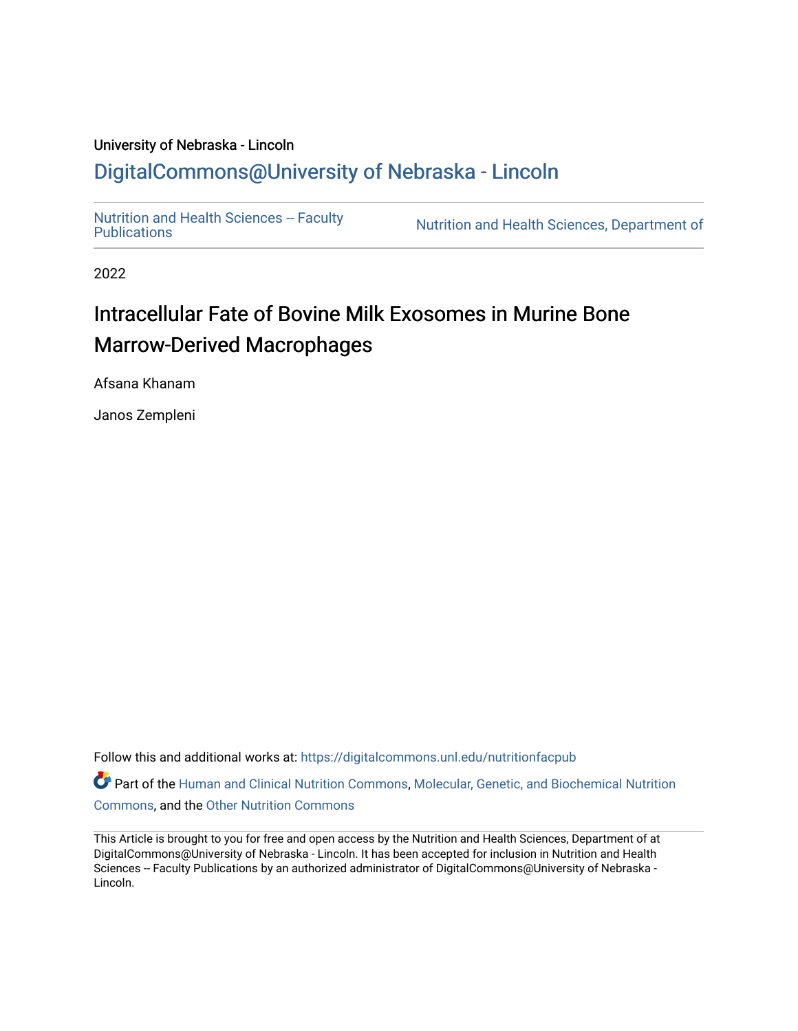University of Nebraska - Lincoln

## DigitalCommons@University of Nebraska - Lincoln

Nutrition and Health Sciences -- Faculty Publications

Nutrition and Health Sciences, Department of

2022

# Intracellular Fate of Bovine Milk Exosomes in Murine Bone Marrow-Derived Macrophages

Afsana Khanam

Janos Zempleni

Follow this and additional works at: https://digitalcommons.unl.edu/nutritionfacpub

Part of the Human and Clinical Nutrition Commons, Molecular, Genetic, and Biochemical Nutrition Commons, and the Other Nutrition Commons

This Article is brought to you for free and open access by the Nutrition and Health Sciences, Department of at DigitalCommons@University of Nebraska - Lincoln. It has been accepted for inclusion in Nutrition and Health Sciences -- Faculty Publications by an authorized administrator of DigitalCommons@University of Nebraska - Lincoln.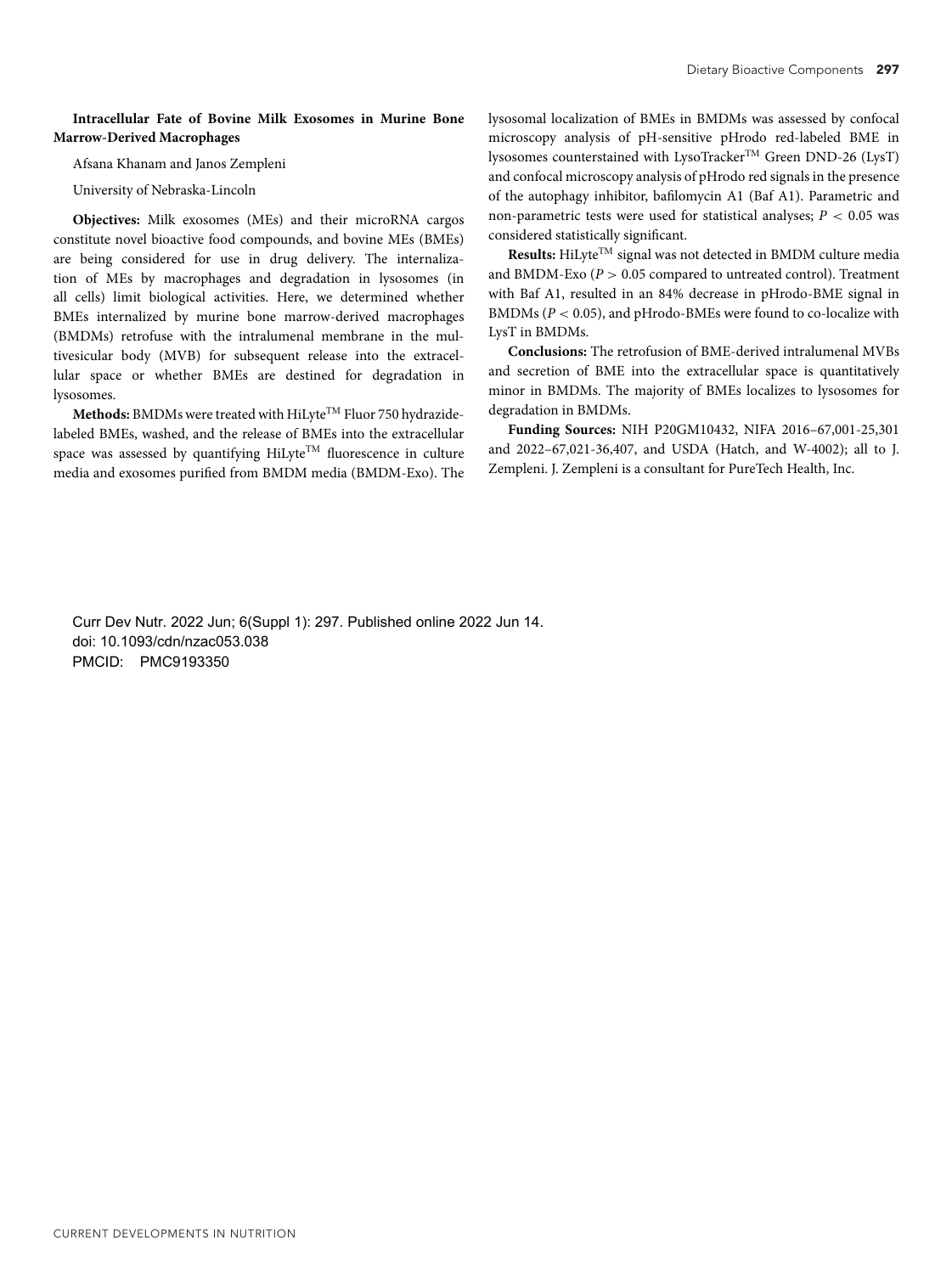**Intracellular Fate of Bovine Milk Exosomes in Murine Bone Marrow-Derived Macrophages**

Afsana Khanam and Janos Zempleni

University of Nebraska-Lincoln

**Objectives:** Milk exosomes (MEs) and their microRNA cargos constitute novel bioactive food compounds, and bovine MEs (BMEs) are being considered for use in drug delivery. The internalization of MEs by macrophages and degradation in lysosomes (in all cells) limit biological activities. Here, we determined whether BMEs internalized by murine bone marrow-derived macrophages (BMDMs) retrofuse with the intralumenal membrane in the multivesicular body (MVB) for subsequent release into the extracellular space or whether BMEs are destined for degradation in lysosomes.

**Methods:** BMDMs were treated with HiLyte™ Fluor 750 hydrazide-labeled BMEs, washed, and the release of BMEs into the extracellular space was assessed by quantifying HiLyte™ fluorescence in culture media and exosomes purified from BMDM media (BMDM-Exo). The lysosomal localization of BMEs in BMDMs was assessed by confocal microscopy analysis of pH-sensitive pHrodo red-labeled BME in lysosomes counterstained with LysoTracker™ Green DND-26 (LysT) and confocal microscopy analysis of pHrodo red signals in the presence of the autophagy inhibitor, bafilomycin A1 (Baf A1). Parametric and non-parametric tests were used for statistical analyses; $P < 0.05$ was considered statistically significant.

**Results:** HiLyte™ signal was not detected in BMDM culture media and BMDM-Exo ($P > 0.05$ compared to untreated control). Treatment with Baf A1, resulted in an 84% decrease in pHrodo-BME signal in BMDMs ($P < 0.05$), and pHrodo-BMEs were found to co-localize with LysT in BMDMs.

**Conclusions:** The retrofusion of BME-derived intralumenal MVBs and secretion of BME into the extracellular space is quantitatively minor in BMDMs. The majority of BMEs localizes to lysosomes for degradation in BMDMs.

**Funding Sources:** NIH P20GM10432, NIFA 2016–67,001-25,301 and 2022–67,021-36,407, and USDA (Hatch, and W-4002); all to J. Zempleni. J. Zempleni is a consultant for PureTech Health, Inc.

Curr Dev Nutr. 2022 Jun; 6(Suppl 1): 297. Published online 2022 Jun 14.
doi: 10.1093/cdn/nzac053.038
PMCID: PMC9193350